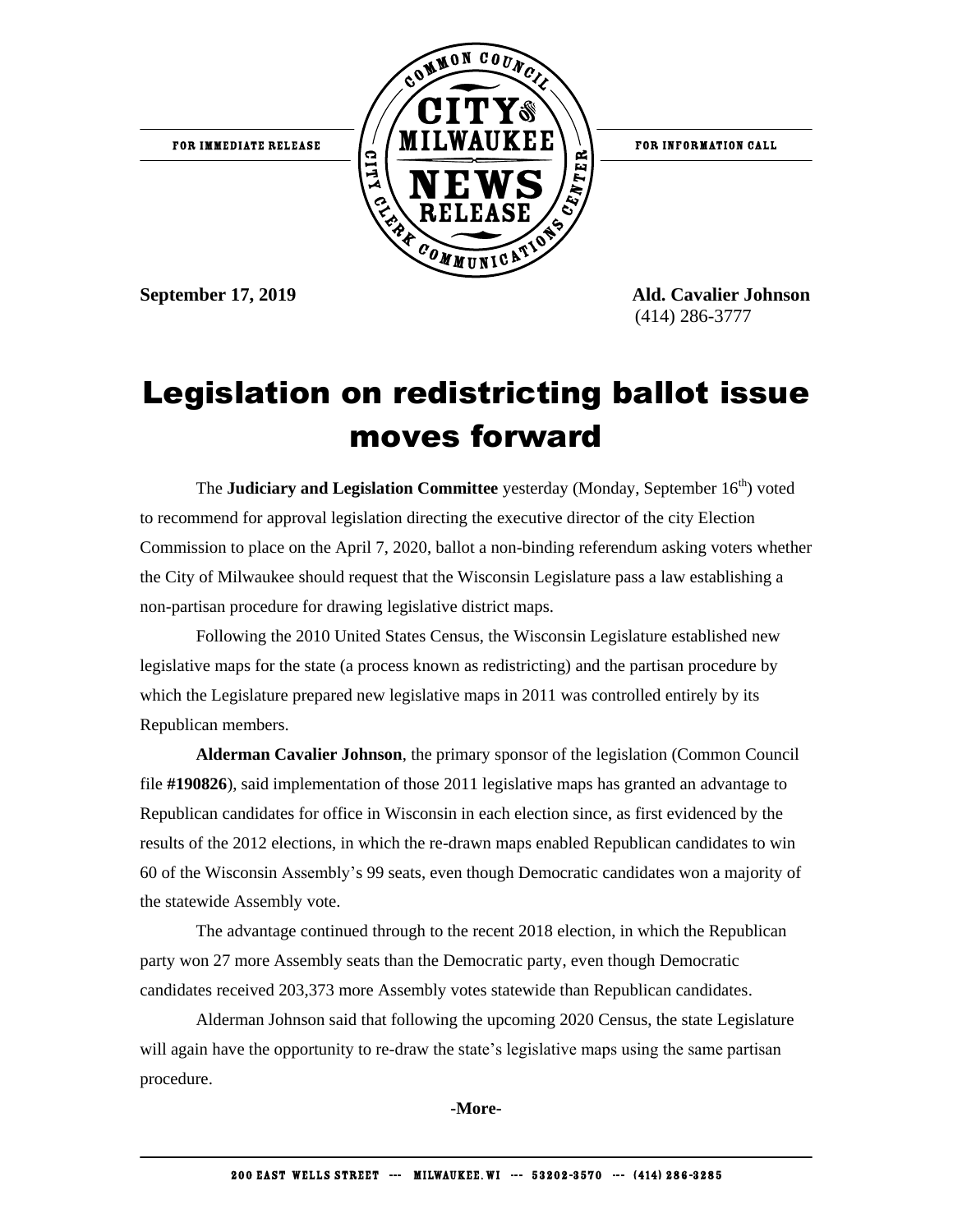FOR IMMEDIATE RELEASE

COMMON COUNCIL CITY OF MILWAUKEE NEWS RELEASE — CITY CLERK COMMUNICATIONS CENTER

FOR INFORMATION CALL

**September 17, 2019**

**Ald. Cavalier Johnson**
(414) 286-3777

# Legislation on redistricting ballot issue moves forward

The **Judiciary and Legislation Committee** yesterday (Monday, September 16th) voted to recommend for approval legislation directing the executive director of the city Election Commission to place on the April 7, 2020, ballot a non-binding referendum asking voters whether the City of Milwaukee should request that the Wisconsin Legislature pass a law establishing a non-partisan procedure for drawing legislative district maps.

Following the 2010 United States Census, the Wisconsin Legislature established new legislative maps for the state (a process known as redistricting) and the partisan procedure by which the Legislature prepared new legislative maps in 2011 was controlled entirely by its Republican members.

**Alderman Cavalier Johnson**, the primary sponsor of the legislation (Common Council file **#190826**), said implementation of those 2011 legislative maps has granted an advantage to Republican candidates for office in Wisconsin in each election since, as first evidenced by the results of the 2012 elections, in which the re-drawn maps enabled Republican candidates to win 60 of the Wisconsin Assembly's 99 seats, even though Democratic candidates won a majority of the statewide Assembly vote.

The advantage continued through to the recent 2018 election, in which the Republican party won 27 more Assembly seats than the Democratic party, even though Democratic candidates received 203,373 more Assembly votes statewide than Republican candidates.

Alderman Johnson said that following the upcoming 2020 Census, the state Legislature will again have the opportunity to re-draw the state's legislative maps using the same partisan procedure.

**-More-**

200 EAST WELLS STREET --- MILWAUKEE, WI --- 53202-3570 --- (414) 286-3285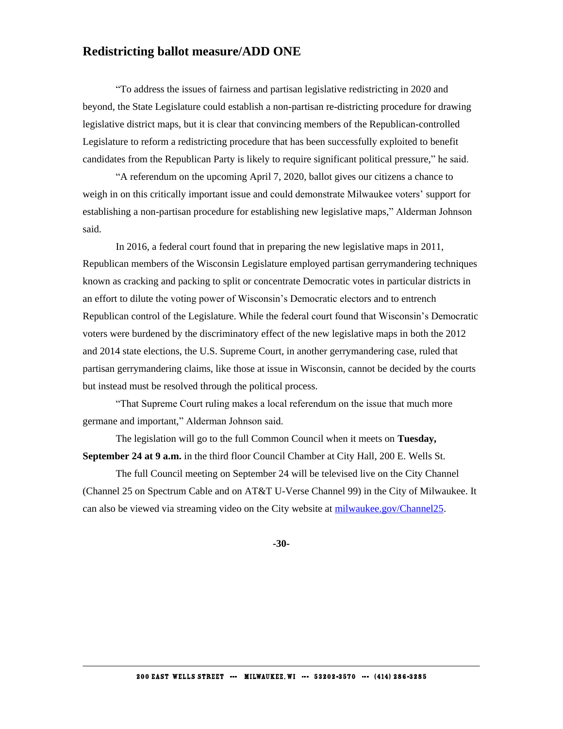## Redistricting ballot measure/ADD ONE

"To address the issues of fairness and partisan legislative redistricting in 2020 and beyond, the State Legislature could establish a non-partisan re-districting procedure for drawing legislative district maps, but it is clear that convincing members of the Republican-controlled Legislature to reform a redistricting procedure that has been successfully exploited to benefit candidates from the Republican Party is likely to require significant political pressure," he said.

"A referendum on the upcoming April 7, 2020, ballot gives our citizens a chance to weigh in on this critically important issue and could demonstrate Milwaukee voters' support for establishing a non-partisan procedure for establishing new legislative maps," Alderman Johnson said.

In 2016, a federal court found that in preparing the new legislative maps in 2011, Republican members of the Wisconsin Legislature employed partisan gerrymandering techniques known as cracking and packing to split or concentrate Democratic votes in particular districts in an effort to dilute the voting power of Wisconsin's Democratic electors and to entrench Republican control of the Legislature. While the federal court found that Wisconsin's Democratic voters were burdened by the discriminatory effect of the new legislative maps in both the 2012 and 2014 state elections, the U.S. Supreme Court, in another gerrymandering case, ruled that partisan gerrymandering claims, like those at issue in Wisconsin, cannot be decided by the courts but instead must be resolved through the political process.

"That Supreme Court ruling makes a local referendum on the issue that much more germane and important," Alderman Johnson said.

The legislation will go to the full Common Council when it meets on **Tuesday, September 24 at 9 a.m.** in the third floor Council Chamber at City Hall, 200 E. Wells St.

The full Council meeting on September 24 will be televised live on the City Channel (Channel 25 on Spectrum Cable and on AT&T U-Verse Channel 99) in the City of Milwaukee. It can also be viewed via streaming video on the City website at [milwaukee.gov/Channel25](milwaukee.gov/Channel25).

**-30-**

200 EAST WELLS STREET --- MILWAUKEE, WI --- 53202-3570 --- (414) 286-3285